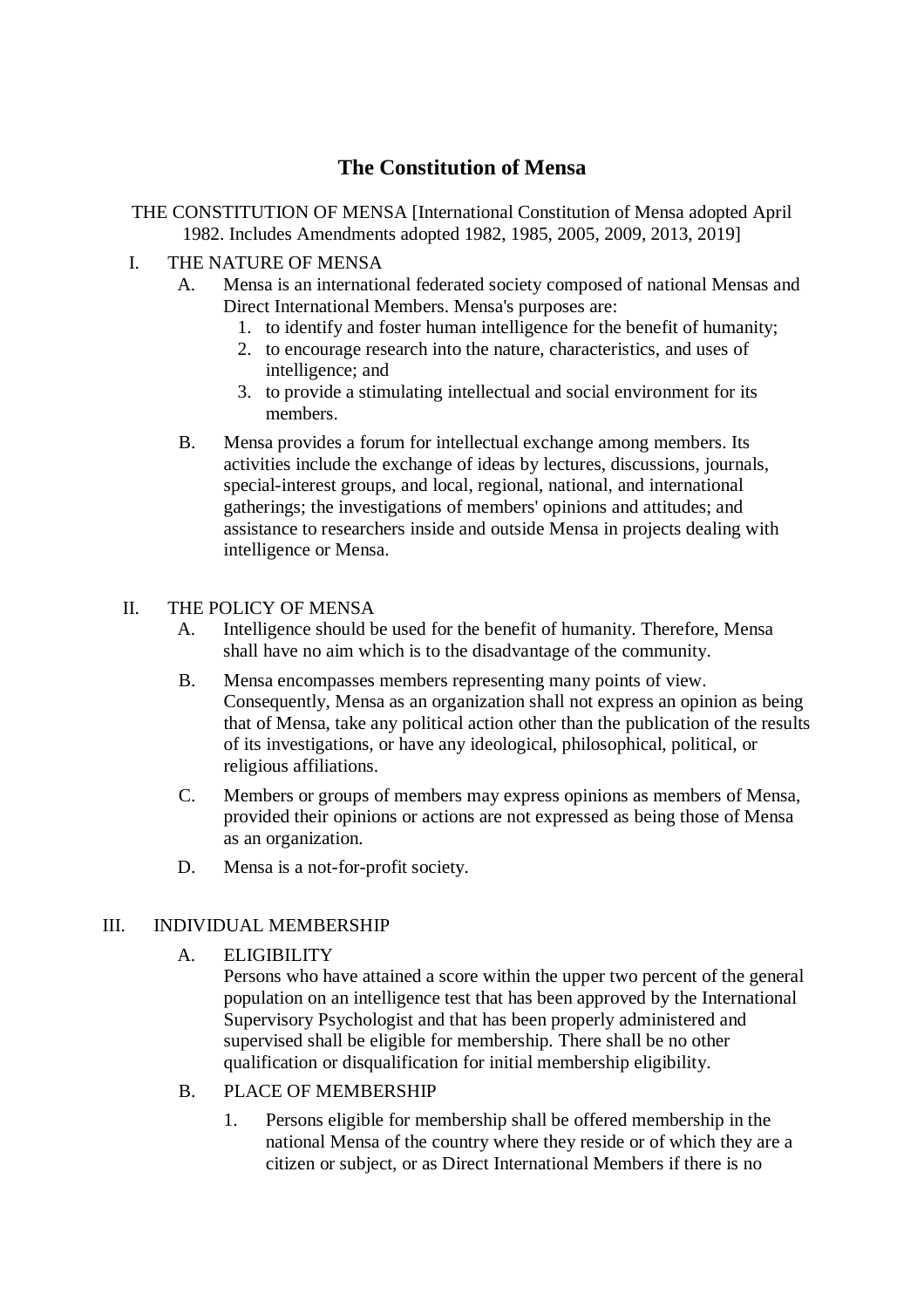# The Constitution of Mensa

THE CONSTITUTION OF MENSA [International Constitution of Mensa adopted April 1982. Includes Amendments adopted 1982, 1985, 2005, 2009, 2013, 2019]

I. THE NATURE OF MENSA

   A. Mensa is an international federated society composed of national Mensas and Direct International Members. Mensa's purposes are:
      1. to identify and foster human intelligence for the benefit of humanity;
      2. to encourage research into the nature, characteristics, and uses of intelligence; and
      3. to provide a stimulating intellectual and social environment for its members.

   B. Mensa provides a forum for intellectual exchange among members. Its activities include the exchange of ideas by lectures, discussions, journals, special-interest groups, and local, regional, national, and international gatherings; the investigations of members' opinions and attitudes; and assistance to researchers inside and outside Mensa in projects dealing with intelligence or Mensa.

II. THE POLICY OF MENSA

   A. Intelligence should be used for the benefit of humanity. Therefore, Mensa shall have no aim which is to the disadvantage of the community.

   B. Mensa encompasses members representing many points of view. Consequently, Mensa as an organization shall not express an opinion as being that of Mensa, take any political action other than the publication of the results of its investigations, or have any ideological, philosophical, political, or religious affiliations.

   C. Members or groups of members may express opinions as members of Mensa, provided their opinions or actions are not expressed as being those of Mensa as an organization.

   D. Mensa is a not-for-profit society.

III. INDIVIDUAL MEMBERSHIP

   A. ELIGIBILITY
   Persons who have attained a score within the upper two percent of the general population on an intelligence test that has been approved by the International Supervisory Psychologist and that has been properly administered and supervised shall be eligible for membership. There shall be no other qualification or disqualification for initial membership eligibility.

   B. PLACE OF MEMBERSHIP
      1. Persons eligible for membership shall be offered membership in the national Mensa of the country where they reside or of which they are a citizen or subject, or as Direct International Members if there is no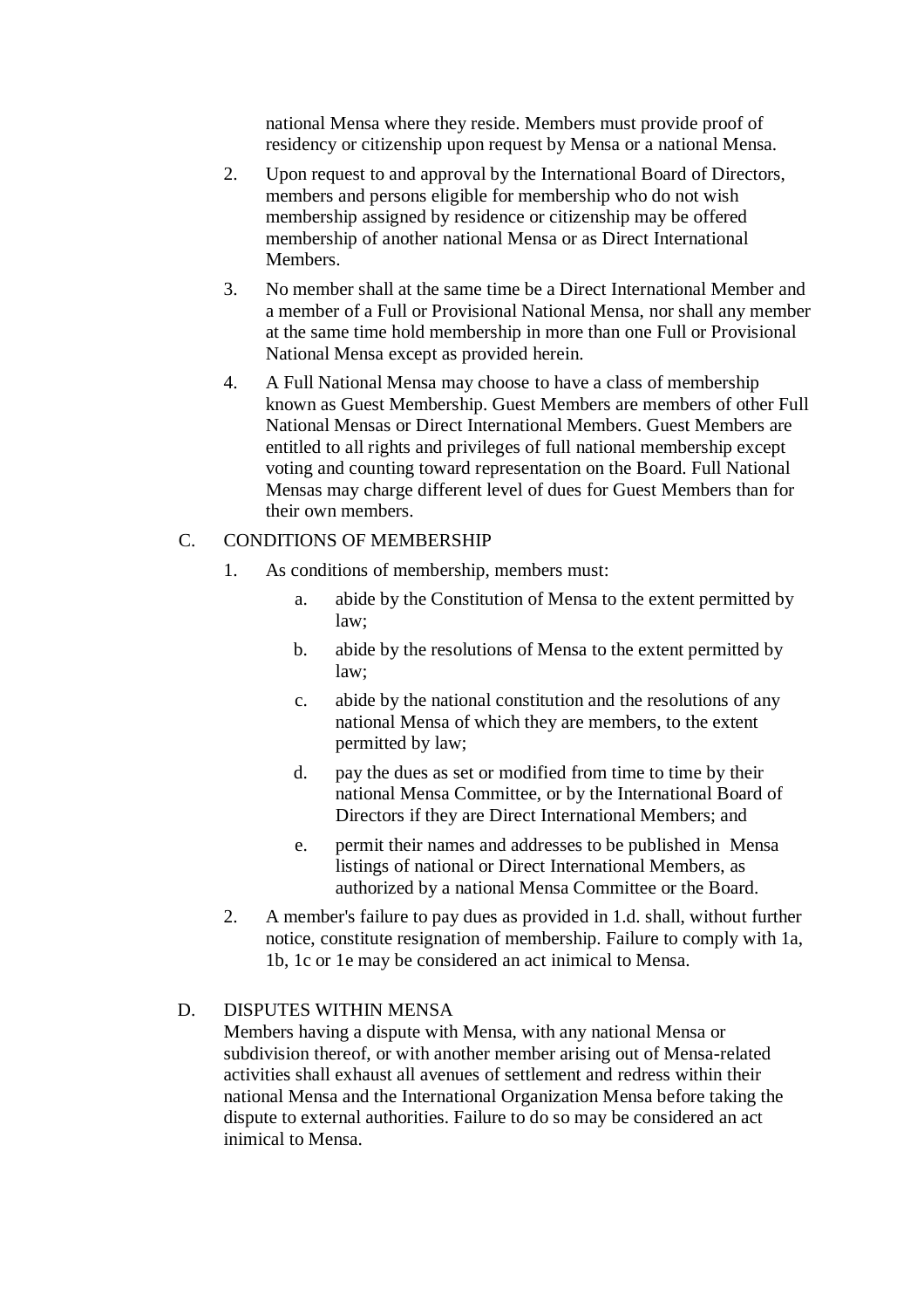national Mensa where they reside. Members must provide proof of residency or citizenship upon request by Mensa or a national Mensa.

2. Upon request to and approval by the International Board of Directors, members and persons eligible for membership who do not wish membership assigned by residence or citizenship may be offered membership of another national Mensa or as Direct International Members.

3. No member shall at the same time be a Direct International Member and a member of a Full or Provisional National Mensa, nor shall any member at the same time hold membership in more than one Full or Provisional National Mensa except as provided herein.

4. A Full National Mensa may choose to have a class of membership known as Guest Membership. Guest Members are members of other Full National Mensas or Direct International Members. Guest Members are entitled to all rights and privileges of full national membership except voting and counting toward representation on the Board. Full National Mensas may charge different level of dues for Guest Members than for their own members.

C. CONDITIONS OF MEMBERSHIP

1. As conditions of membership, members must:

   a. abide by the Constitution of Mensa to the extent permitted by law;

   b. abide by the resolutions of Mensa to the extent permitted by law;

   c. abide by the national constitution and the resolutions of any national Mensa of which they are members, to the extent permitted by law;

   d. pay the dues as set or modified from time to time by their national Mensa Committee, or by the International Board of Directors if they are Direct International Members; and

   e. permit their names and addresses to be published in Mensa listings of national or Direct International Members, as authorized by a national Mensa Committee or the Board.

2. A member's failure to pay dues as provided in 1.d. shall, without further notice, constitute resignation of membership. Failure to comply with 1a, 1b, 1c or 1e may be considered an act inimical to Mensa.

D. DISPUTES WITHIN MENSA

Members having a dispute with Mensa, with any national Mensa or subdivision thereof, or with another member arising out of Mensa-related activities shall exhaust all avenues of settlement and redress within their national Mensa and the International Organization Mensa before taking the dispute to external authorities. Failure to do so may be considered an act inimical to Mensa.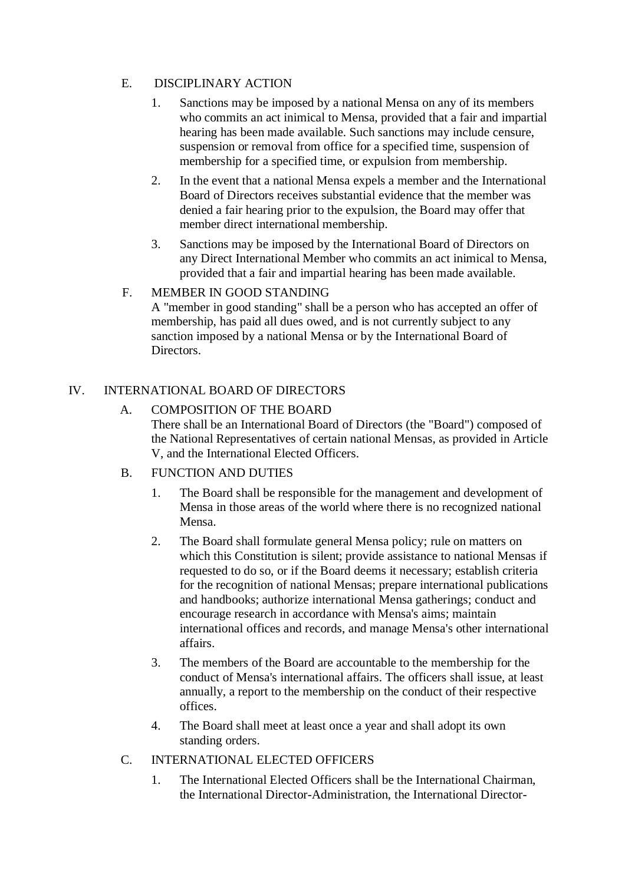### E. DISCIPLINARY ACTION

1. Sanctions may be imposed by a national Mensa on any of its members who commits an act inimical to Mensa, provided that a fair and impartial hearing has been made available. Such sanctions may include censure, suspension or removal from office for a specified time, suspension of membership for a specified time, or expulsion from membership.
2. In the event that a national Mensa expels a member and the International Board of Directors receives substantial evidence that the member was denied a fair hearing prior to the expulsion, the Board may offer that member direct international membership.
3. Sanctions may be imposed by the International Board of Directors on any Direct International Member who commits an act inimical to Mensa, provided that a fair and impartial hearing has been made available.

### F. MEMBER IN GOOD STANDING

A "member in good standing" shall be a person who has accepted an offer of membership, has paid all dues owed, and is not currently subject to any sanction imposed by a national Mensa or by the International Board of Directors.

## IV. INTERNATIONAL BOARD OF DIRECTORS

### A. COMPOSITION OF THE BOARD

There shall be an International Board of Directors (the "Board") composed of the National Representatives of certain national Mensas, as provided in Article V, and the International Elected Officers.

### B. FUNCTION AND DUTIES

1. The Board shall be responsible for the management and development of Mensa in those areas of the world where there is no recognized national Mensa.
2. The Board shall formulate general Mensa policy; rule on matters on which this Constitution is silent; provide assistance to national Mensas if requested to do so, or if the Board deems it necessary; establish criteria for the recognition of national Mensas; prepare international publications and handbooks; authorize international Mensa gatherings; conduct and encourage research in accordance with Mensa's aims; maintain international offices and records, and manage Mensa's other international affairs.
3. The members of the Board are accountable to the membership for the conduct of Mensa's international affairs. The officers shall issue, at least annually, a report to the membership on the conduct of their respective offices.
4. The Board shall meet at least once a year and shall adopt its own standing orders.

### C. INTERNATIONAL ELECTED OFFICERS

1. The International Elected Officers shall be the International Chairman, the International Director-Administration, the International Director-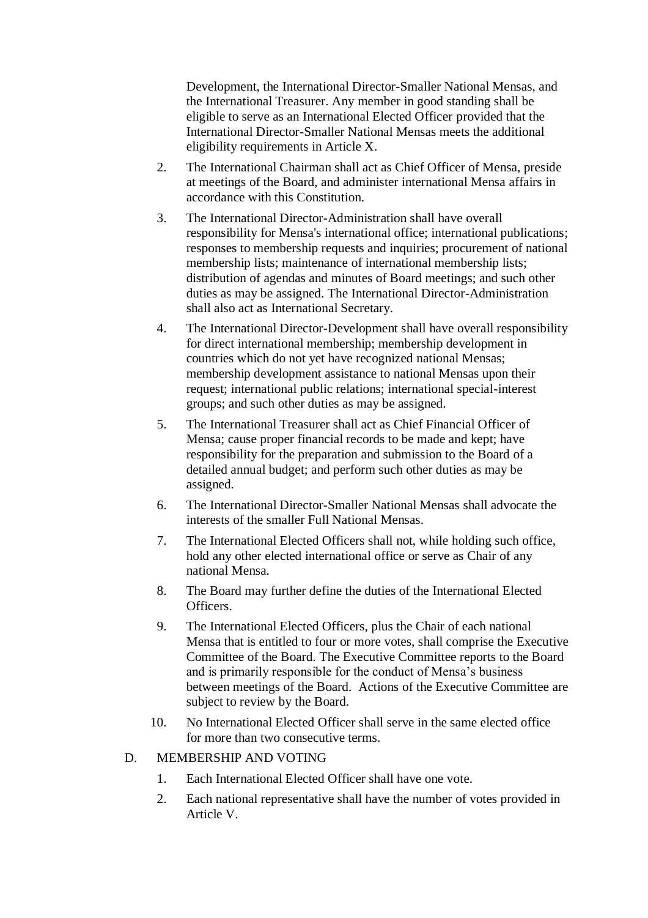Development, the International Director-Smaller National Mensas, and the International Treasurer. Any member in good standing shall be eligible to serve as an International Elected Officer provided that the International Director-Smaller National Mensas meets the additional eligibility requirements in Article X.

2. The International Chairman shall act as Chief Officer of Mensa, preside at meetings of the Board, and administer international Mensa affairs in accordance with this Constitution.
3. The International Director-Administration shall have overall responsibility for Mensa's international office; international publications; responses to membership requests and inquiries; procurement of national membership lists; maintenance of international membership lists; distribution of agendas and minutes of Board meetings; and such other duties as may be assigned. The International Director-Administration shall also act as International Secretary.
4. The International Director-Development shall have overall responsibility for direct international membership; membership development in countries which do not yet have recognized national Mensas; membership development assistance to national Mensas upon their request; international public relations; international special-interest groups; and such other duties as may be assigned.
5. The International Treasurer shall act as Chief Financial Officer of Mensa; cause proper financial records to be made and kept; have responsibility for the preparation and submission to the Board of a detailed annual budget; and perform such other duties as may be assigned.
6. The International Director-Smaller National Mensas shall advocate the interests of the smaller Full National Mensas.
7. The International Elected Officers shall not, while holding such office, hold any other elected international office or serve as Chair of any national Mensa.
8. The Board may further define the duties of the International Elected Officers.
9. The International Elected Officers, plus the Chair of each national Mensa that is entitled to four or more votes, shall comprise the Executive Committee of the Board. The Executive Committee reports to the Board and is primarily responsible for the conduct of Mensa's business between meetings of the Board. Actions of the Executive Committee are subject to review by the Board.
10. No International Elected Officer shall serve in the same elected office for more than two consecutive terms.

D. MEMBERSHIP AND VOTING

1. Each International Elected Officer shall have one vote.
2. Each national representative shall have the number of votes provided in Article V.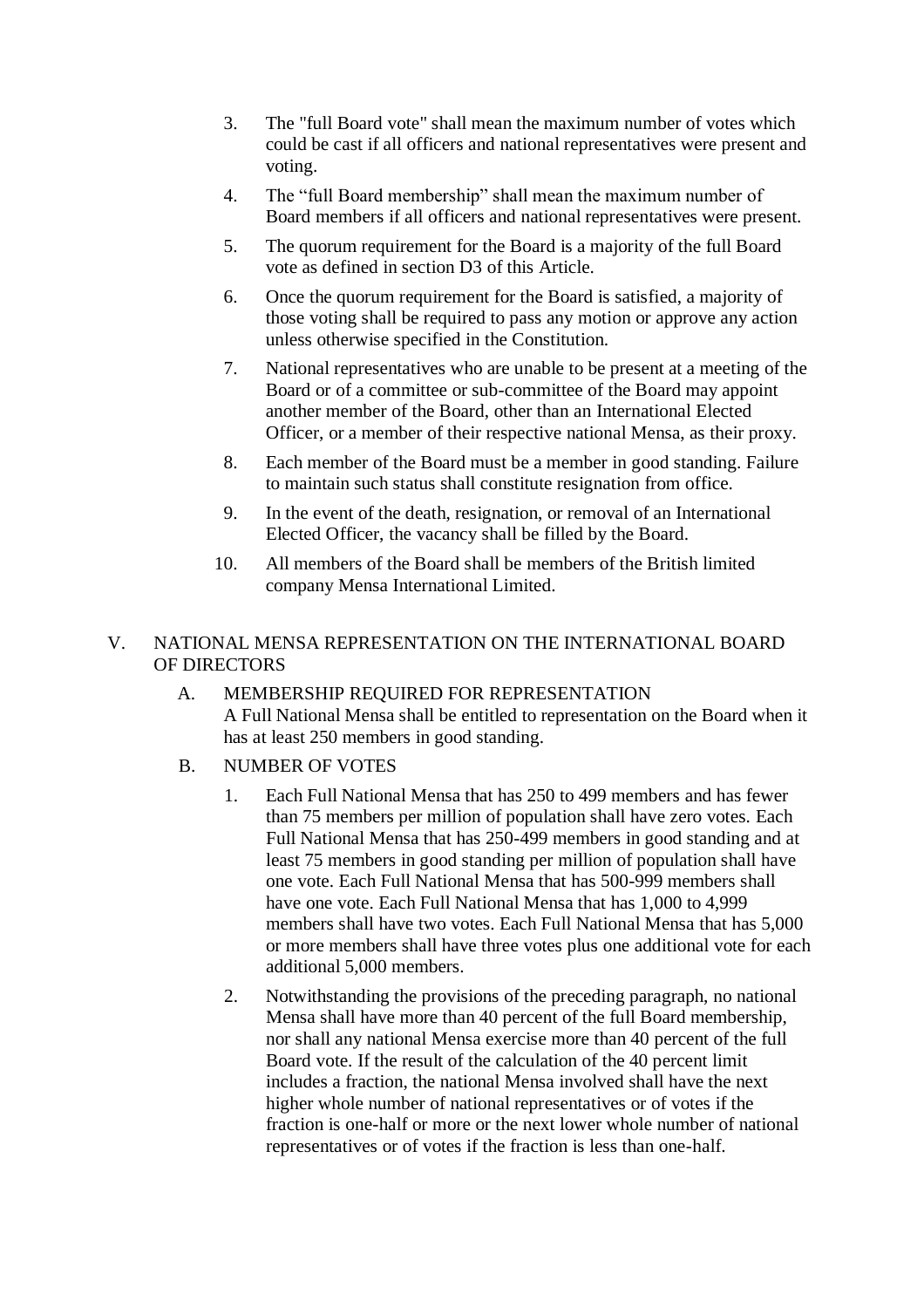3. The "full Board vote" shall mean the maximum number of votes which could be cast if all officers and national representatives were present and voting.
4. The “full Board membership” shall mean the maximum number of Board members if all officers and national representatives were present.
5. The quorum requirement for the Board is a majority of the full Board vote as defined in section D3 of this Article.
6. Once the quorum requirement for the Board is satisfied, a majority of those voting shall be required to pass any motion or approve any action unless otherwise specified in the Constitution.
7. National representatives who are unable to be present at a meeting of the Board or of a committee or sub-committee of the Board may appoint another member of the Board, other than an International Elected Officer, or a member of their respective national Mensa, as their proxy.
8. Each member of the Board must be a member in good standing. Failure to maintain such status shall constitute resignation from office.
9. In the event of the death, resignation, or removal of an International Elected Officer, the vacancy shall be filled by the Board.
10. All members of the Board shall be members of the British limited company Mensa International Limited.

## V. NATIONAL MENSA REPRESENTATION ON THE INTERNATIONAL BOARD OF DIRECTORS

### A. MEMBERSHIP REQUIRED FOR REPRESENTATION

A Full National Mensa shall be entitled to representation on the Board when it has at least 250 members in good standing.

### B. NUMBER OF VOTES

1. Each Full National Mensa that has 250 to 499 members and has fewer than 75 members per million of population shall have zero votes. Each Full National Mensa that has 250-499 members in good standing and at least 75 members in good standing per million of population shall have one vote. Each Full National Mensa that has 500-999 members shall have one vote. Each Full National Mensa that has 1,000 to 4,999 members shall have two votes. Each Full National Mensa that has 5,000 or more members shall have three votes plus one additional vote for each additional 5,000 members.
2. Notwithstanding the provisions of the preceding paragraph, no national Mensa shall have more than 40 percent of the full Board membership, nor shall any national Mensa exercise more than 40 percent of the full Board vote. If the result of the calculation of the 40 percent limit includes a fraction, the national Mensa involved shall have the next higher whole number of national representatives or of votes if the fraction is one-half or more or the next lower whole number of national representatives or of votes if the fraction is less than one-half.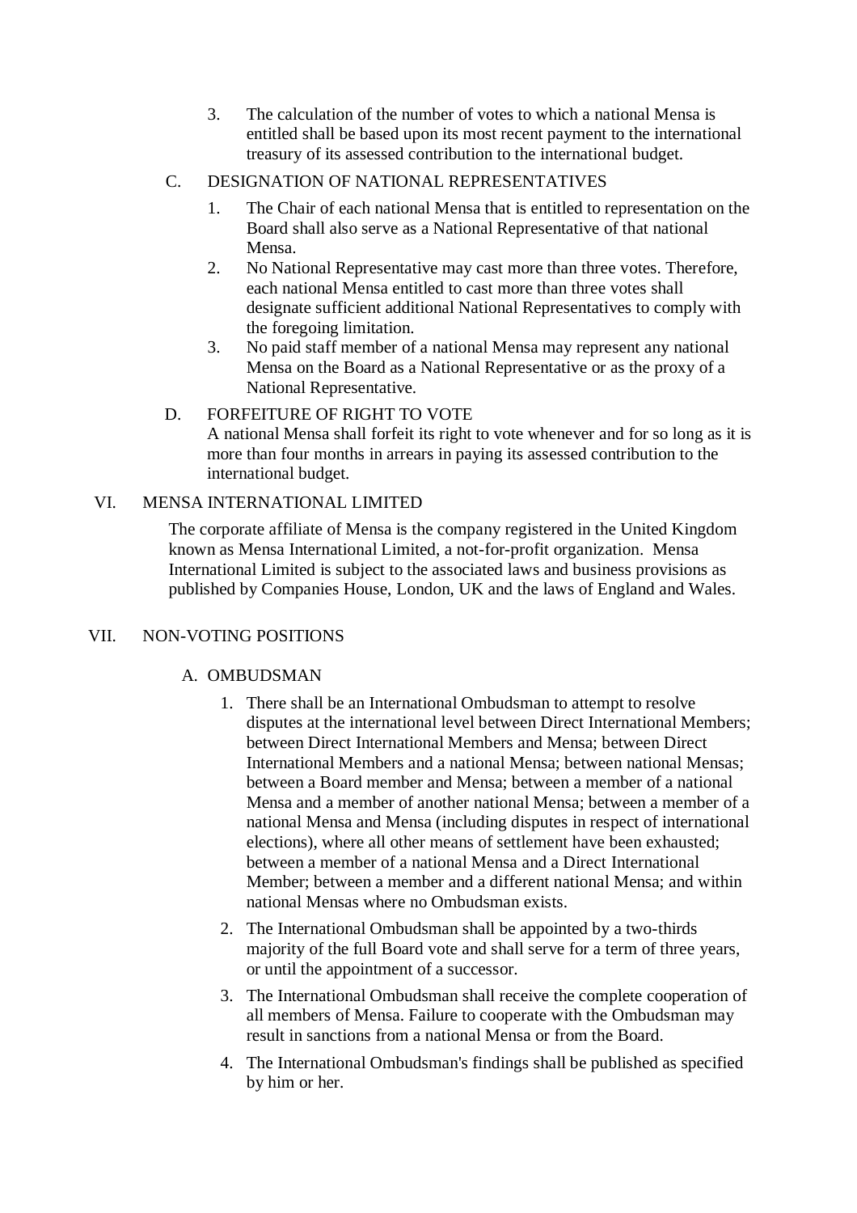3. The calculation of the number of votes to which a national Mensa is entitled shall be based upon its most recent payment to the international treasury of its assessed contribution to the international budget.

C. DESIGNATION OF NATIONAL REPRESENTATIVES

1. The Chair of each national Mensa that is entitled to representation on the Board shall also serve as a National Representative of that national Mensa.
2. No National Representative may cast more than three votes. Therefore, each national Mensa entitled to cast more than three votes shall designate sufficient additional National Representatives to comply with the foregoing limitation.
3. No paid staff member of a national Mensa may represent any national Mensa on the Board as a National Representative or as the proxy of a National Representative.

D. FORFEITURE OF RIGHT TO VOTE

A national Mensa shall forfeit its right to vote whenever and for so long as it is more than four months in arrears in paying its assessed contribution to the international budget.

## VI. MENSA INTERNATIONAL LIMITED

The corporate affiliate of Mensa is the company registered in the United Kingdom known as Mensa International Limited, a not-for-profit organization. Mensa International Limited is subject to the associated laws and business provisions as published by Companies House, London, UK and the laws of England and Wales.

## VII. NON-VOTING POSITIONS

A. OMBUDSMAN

1. There shall be an International Ombudsman to attempt to resolve disputes at the international level between Direct International Members; between Direct International Members and Mensa; between Direct International Members and a national Mensa; between national Mensas; between a Board member and Mensa; between a member of a national Mensa and a member of another national Mensa; between a member of a national Mensa and Mensa (including disputes in respect of international elections), where all other means of settlement have been exhausted; between a member of a national Mensa and a Direct International Member; between a member and a different national Mensa; and within national Mensas where no Ombudsman exists.
2. The International Ombudsman shall be appointed by a two-thirds majority of the full Board vote and shall serve for a term of three years, or until the appointment of a successor.
3. The International Ombudsman shall receive the complete cooperation of all members of Mensa. Failure to cooperate with the Ombudsman may result in sanctions from a national Mensa or from the Board.
4. The International Ombudsman's findings shall be published as specified by him or her.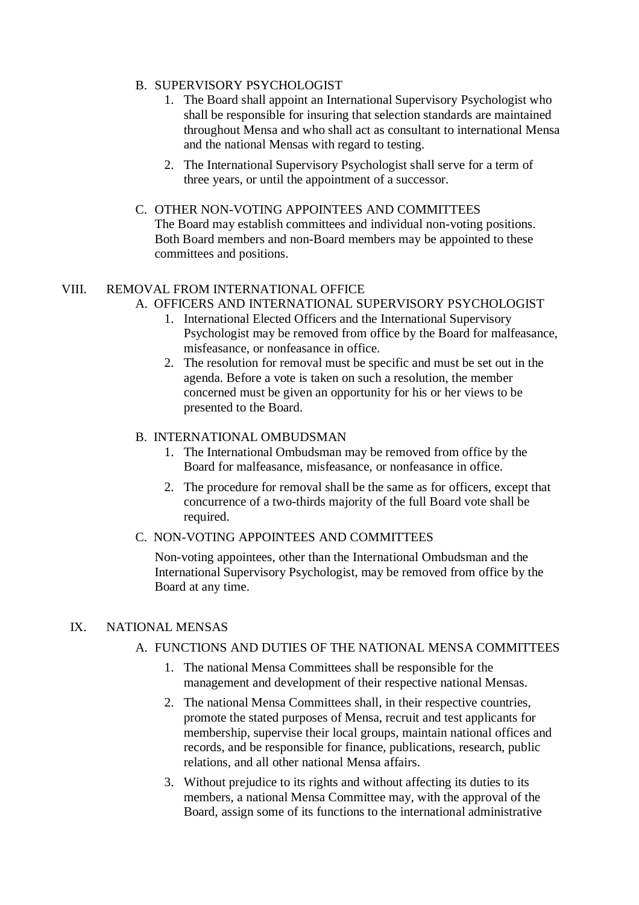B. SUPERVISORY PSYCHOLOGIST

1. The Board shall appoint an International Supervisory Psychologist who shall be responsible for insuring that selection standards are maintained throughout Mensa and who shall act as consultant to international Mensa and the national Mensas with regard to testing.
2. The International Supervisory Psychologist shall serve for a term of three years, or until the appointment of a successor.

C. OTHER NON-VOTING APPOINTEES AND COMMITTEES

The Board may establish committees and individual non-voting positions. Both Board members and non-Board members may be appointed to these committees and positions.

## VIII. REMOVAL FROM INTERNATIONAL OFFICE

A. OFFICERS AND INTERNATIONAL SUPERVISORY PSYCHOLOGIST

1. International Elected Officers and the International Supervisory Psychologist may be removed from office by the Board for malfeasance, misfeasance, or nonfeasance in office.
2. The resolution for removal must be specific and must be set out in the agenda. Before a vote is taken on such a resolution, the member concerned must be given an opportunity for his or her views to be presented to the Board.

B. INTERNATIONAL OMBUDSMAN

1. The International Ombudsman may be removed from office by the Board for malfeasance, misfeasance, or nonfeasance in office.
2. The procedure for removal shall be the same as for officers, except that concurrence of a two-thirds majority of the full Board vote shall be required.

C. NON-VOTING APPOINTEES AND COMMITTEES

Non-voting appointees, other than the International Ombudsman and the International Supervisory Psychologist, may be removed from office by the Board at any time.

## IX. NATIONAL MENSAS

A. FUNCTIONS AND DUTIES OF THE NATIONAL MENSA COMMITTEES

1. The national Mensa Committees shall be responsible for the management and development of their respective national Mensas.
2. The national Mensa Committees shall, in their respective countries, promote the stated purposes of Mensa, recruit and test applicants for membership, supervise their local groups, maintain national offices and records, and be responsible for finance, publications, research, public relations, and all other national Mensa affairs.
3. Without prejudice to its rights and without affecting its duties to its members, a national Mensa Committee may, with the approval of the Board, assign some of its functions to the international administrative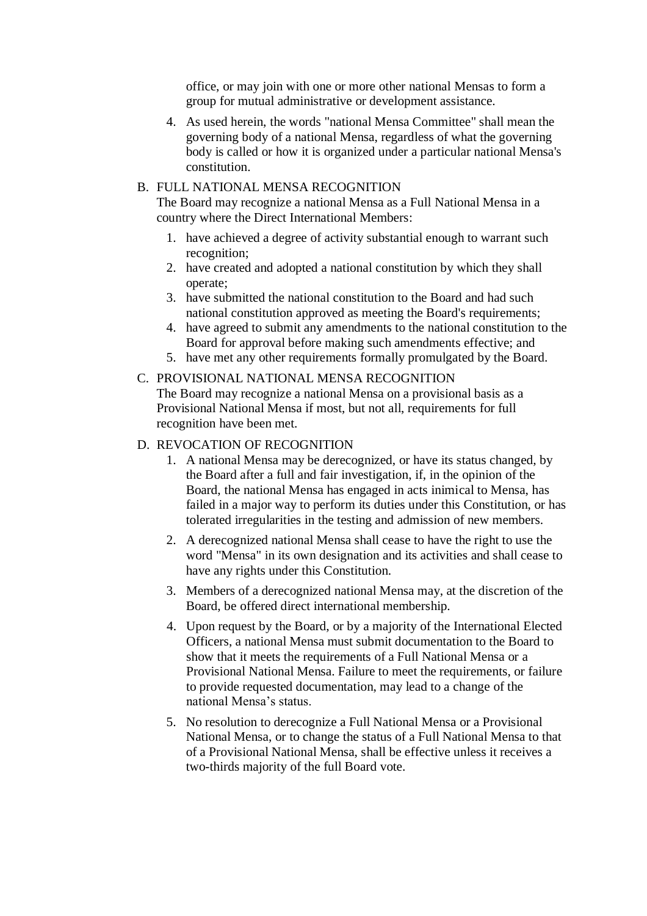office, or may join with one or more other national Mensas to form a group for mutual administrative or development assistance.

4. As used herein, the words "national Mensa Committee" shall mean the governing body of a national Mensa, regardless of what the governing body is called or how it is organized under a particular national Mensa's constitution.

B. FULL NATIONAL MENSA RECOGNITION
   The Board may recognize a national Mensa as a Full National Mensa in a country where the Direct International Members:
   1. have achieved a degree of activity substantial enough to warrant such recognition;
   2. have created and adopted a national constitution by which they shall operate;
   3. have submitted the national constitution to the Board and had such national constitution approved as meeting the Board's requirements;
   4. have agreed to submit any amendments to the national constitution to the Board for approval before making such amendments effective; and
   5. have met any other requirements formally promulgated by the Board.

C. PROVISIONAL NATIONAL MENSA RECOGNITION
   The Board may recognize a national Mensa on a provisional basis as a Provisional National Mensa if most, but not all, requirements for full recognition have been met.

D. REVOCATION OF RECOGNITION
   1. A national Mensa may be derecognized, or have its status changed, by the Board after a full and fair investigation, if, in the opinion of the Board, the national Mensa has engaged in acts inimical to Mensa, has failed in a major way to perform its duties under this Constitution, or has tolerated irregularities in the testing and admission of new members.

   2. A derecognized national Mensa shall cease to have the right to use the word "Mensa" in its own designation and its activities and shall cease to have any rights under this Constitution.

   3. Members of a derecognized national Mensa may, at the discretion of the Board, be offered direct international membership.

   4. Upon request by the Board, or by a majority of the International Elected Officers, a national Mensa must submit documentation to the Board to show that it meets the requirements of a Full National Mensa or a Provisional National Mensa. Failure to meet the requirements, or failure to provide requested documentation, may lead to a change of the national Mensa's status.

   5. No resolution to derecognize a Full National Mensa or a Provisional National Mensa, or to change the status of a Full National Mensa to that of a Provisional National Mensa, shall be effective unless it receives a two-thirds majority of the full Board vote.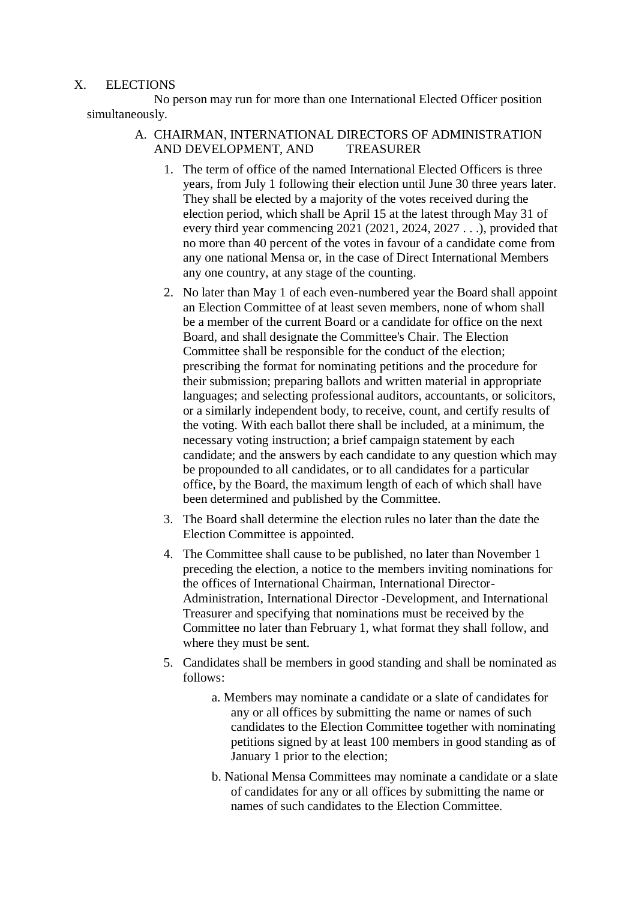## X. ELECTIONS

No person may run for more than one International Elected Officer position simultaneously.

### A. CHAIRMAN, INTERNATIONAL DIRECTORS OF ADMINISTRATION AND DEVELOPMENT, AND TREASURER

1. The term of office of the named International Elected Officers is three years, from July 1 following their election until June 30 three years later. They shall be elected by a majority of the votes received during the election period, which shall be April 15 at the latest through May 31 of every third year commencing 2021 (2021, 2024, 2027 . . .), provided that no more than 40 percent of the votes in favour of a candidate come from any one national Mensa or, in the case of Direct International Members any one country, at any stage of the counting.
2. No later than May 1 of each even-numbered year the Board shall appoint an Election Committee of at least seven members, none of whom shall be a member of the current Board or a candidate for office on the next Board, and shall designate the Committee's Chair. The Election Committee shall be responsible for the conduct of the election; prescribing the format for nominating petitions and the procedure for their submission; preparing ballots and written material in appropriate languages; and selecting professional auditors, accountants, or solicitors, or a similarly independent body, to receive, count, and certify results of the voting. With each ballot there shall be included, at a minimum, the necessary voting instruction; a brief campaign statement by each candidate; and the answers by each candidate to any question which may be propounded to all candidates, or to all candidates for a particular office, by the Board, the maximum length of each of which shall have been determined and published by the Committee.
3. The Board shall determine the election rules no later than the date the Election Committee is appointed.
4. The Committee shall cause to be published, no later than November 1 preceding the election, a notice to the members inviting nominations for the offices of International Chairman, International Director-Administration, International Director -Development, and International Treasurer and specifying that nominations must be received by the Committee no later than February 1, what format they shall follow, and where they must be sent.
5. Candidates shall be members in good standing and shall be nominated as follows:
   a. Members may nominate a candidate or a slate of candidates for any or all offices by submitting the name or names of such candidates to the Election Committee together with nominating petitions signed by at least 100 members in good standing as of January 1 prior to the election;
   b. National Mensa Committees may nominate a candidate or a slate of candidates for any or all offices by submitting the name or names of such candidates to the Election Committee.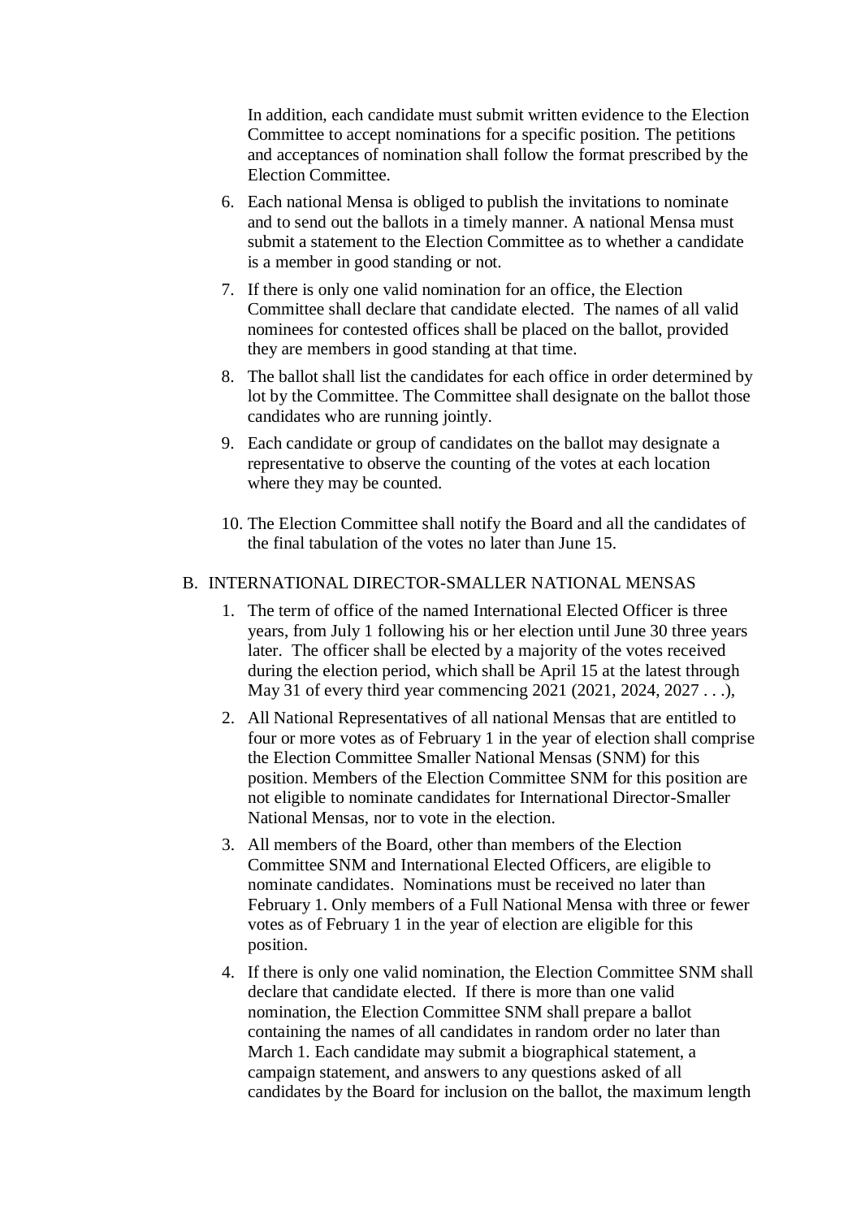In addition, each candidate must submit written evidence to the Election Committee to accept nominations for a specific position. The petitions and acceptances of nomination shall follow the format prescribed by the Election Committee.

6. Each national Mensa is obliged to publish the invitations to nominate and to send out the ballots in a timely manner. A national Mensa must submit a statement to the Election Committee as to whether a candidate is a member in good standing or not.
7. If there is only one valid nomination for an office, the Election Committee shall declare that candidate elected. The names of all valid nominees for contested offices shall be placed on the ballot, provided they are members in good standing at that time.
8. The ballot shall list the candidates for each office in order determined by lot by the Committee. The Committee shall designate on the ballot those candidates who are running jointly.
9. Each candidate or group of candidates on the ballot may designate a representative to observe the counting of the votes at each location where they may be counted.
10. The Election Committee shall notify the Board and all the candidates of the final tabulation of the votes no later than June 15.

B. INTERNATIONAL DIRECTOR-SMALLER NATIONAL MENSAS

1. The term of office of the named International Elected Officer is three years, from July 1 following his or her election until June 30 three years later. The officer shall be elected by a majority of the votes received during the election period, which shall be April 15 at the latest through May 31 of every third year commencing 2021 (2021, 2024, 2027 . . .),
2. All National Representatives of all national Mensas that are entitled to four or more votes as of February 1 in the year of election shall comprise the Election Committee Smaller National Mensas (SNM) for this position. Members of the Election Committee SNM for this position are not eligible to nominate candidates for International Director-Smaller National Mensas, nor to vote in the election.
3. All members of the Board, other than members of the Election Committee SNM and International Elected Officers, are eligible to nominate candidates. Nominations must be received no later than February 1. Only members of a Full National Mensa with three or fewer votes as of February 1 in the year of election are eligible for this position.
4. If there is only one valid nomination, the Election Committee SNM shall declare that candidate elected. If there is more than one valid nomination, the Election Committee SNM shall prepare a ballot containing the names of all candidates in random order no later than March 1. Each candidate may submit a biographical statement, a campaign statement, and answers to any questions asked of all candidates by the Board for inclusion on the ballot, the maximum length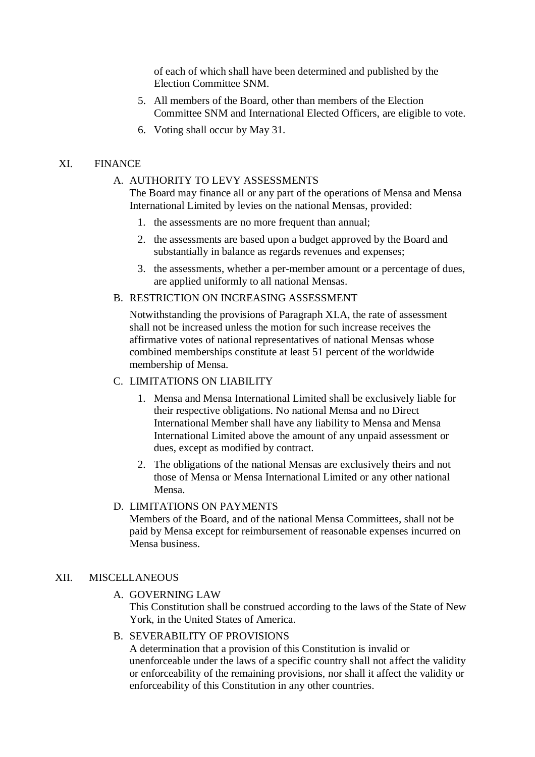of each of which shall have been determined and published by the Election Committee SNM.

5. All members of the Board, other than members of the Election Committee SNM and International Elected Officers, are eligible to vote.
6. Voting shall occur by May 31.

## XI. FINANCE

### A. AUTHORITY TO LEVY ASSESSMENTS

The Board may finance all or any part of the operations of Mensa and Mensa International Limited by levies on the national Mensas, provided:

1. the assessments are no more frequent than annual;
2. the assessments are based upon a budget approved by the Board and substantially in balance as regards revenues and expenses;
3. the assessments, whether a per-member amount or a percentage of dues, are applied uniformly to all national Mensas.

### B. RESTRICTION ON INCREASING ASSESSMENT

Notwithstanding the provisions of Paragraph XI.A, the rate of assessment shall not be increased unless the motion for such increase receives the affirmative votes of national representatives of national Mensas whose combined memberships constitute at least 51 percent of the worldwide membership of Mensa.

### C. LIMITATIONS ON LIABILITY

1. Mensa and Mensa International Limited shall be exclusively liable for their respective obligations. No national Mensa and no Direct International Member shall have any liability to Mensa and Mensa International Limited above the amount of any unpaid assessment or dues, except as modified by contract.
2. The obligations of the national Mensas are exclusively theirs and not those of Mensa or Mensa International Limited or any other national Mensa.

### D. LIMITATIONS ON PAYMENTS

Members of the Board, and of the national Mensa Committees, shall not be paid by Mensa except for reimbursement of reasonable expenses incurred on Mensa business.

## XII. MISCELLANEOUS

### A. GOVERNING LAW

This Constitution shall be construed according to the laws of the State of New York, in the United States of America.

### B. SEVERABILITY OF PROVISIONS

A determination that a provision of this Constitution is invalid or unenforceable under the laws of a specific country shall not affect the validity or enforceability of the remaining provisions, nor shall it affect the validity or enforceability of this Constitution in any other countries.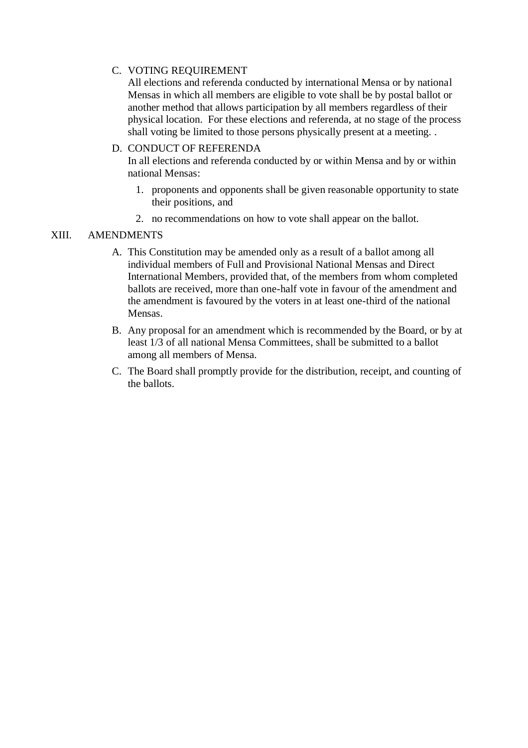C. VOTING REQUIREMENT
All elections and referenda conducted by international Mensa or by national Mensas in which all members are eligible to vote shall be by postal ballot or another method that allows participation by all members regardless of their physical location. For these elections and referenda, at no stage of the process shall voting be limited to those persons physically present at a meeting. .

D. CONDUCT OF REFERENDA
In all elections and referenda conducted by or within Mensa and by or within national Mensas:

1. proponents and opponents shall be given reasonable opportunity to state their positions, and
2. no recommendations on how to vote shall appear on the ballot.

## XIII. AMENDMENTS

A. This Constitution may be amended only as a result of a ballot among all individual members of Full and Provisional National Mensas and Direct International Members, provided that, of the members from whom completed ballots are received, more than one-half vote in favour of the amendment and the amendment is favoured by the voters in at least one-third of the national Mensas.

B. Any proposal for an amendment which is recommended by the Board, or by at least 1/3 of all national Mensa Committees, shall be submitted to a ballot among all members of Mensa.

C. The Board shall promptly provide for the distribution, receipt, and counting of the ballots.